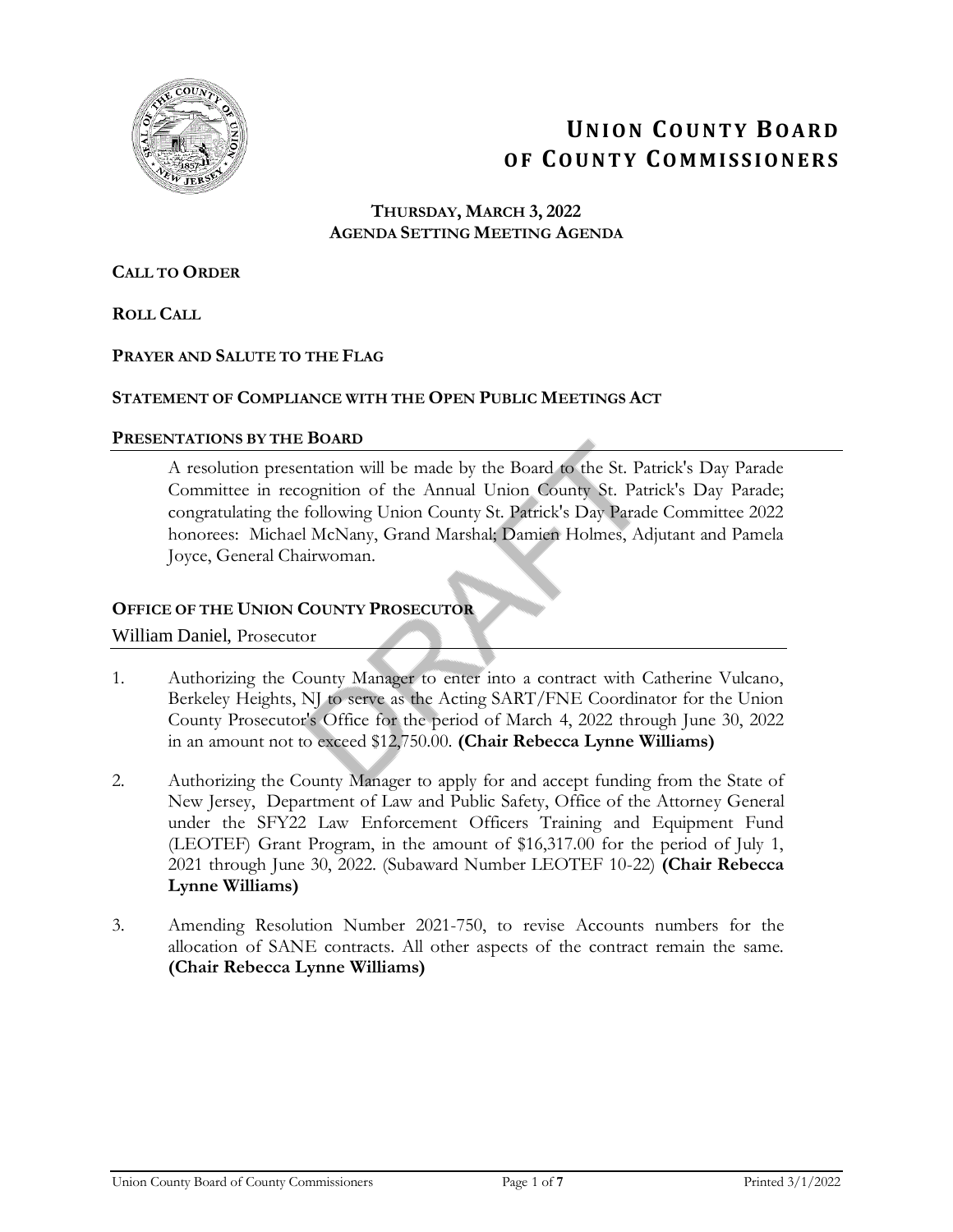# UNION COUNTY BOARD OF COUNTY COMMISSIONERS

**THURSDAY, MARCH 3, 2022**
**AGENDA SETTING MEETING AGENDA**

**CALL TO ORDER**

**ROLL CALL**

**PRAYER AND SALUTE TO THE FLAG**

**STATEMENT OF COMPLIANCE WITH THE OPEN PUBLIC MEETINGS ACT**

## PRESENTATIONS BY THE BOARD

A resolution presentation will be made by the Board to the St. Patrick's Day Parade Committee in recognition of the Annual Union County St. Patrick's Day Parade; congratulating the following Union County St. Patrick's Day Parade Committee 2022 honorees: Michael McNany, Grand Marshal; Damien Holmes, Adjutant and Pamela Joyce, General Chairwoman.

## OFFICE OF THE UNION COUNTY PROSECUTOR

William Daniel, Prosecutor

1. Authorizing the County Manager to enter into a contract with Catherine Vulcano, Berkeley Heights, NJ to serve as the Acting SART/FNE Coordinator for the Union County Prosecutor's Office for the period of March 4, 2022 through June 30, 2022 in an amount not to exceed $12,750.00. **(Chair Rebecca Lynne Williams)**

2. Authorizing the County Manager to apply for and accept funding from the State of New Jersey, Department of Law and Public Safety, Office of the Attorney General under the SFY22 Law Enforcement Officers Training and Equipment Fund (LEOTEF) Grant Program, in the amount of $16,317.00 for the period of July 1, 2021 through June 30, 2022. (Subaward Number LEOTEF 10-22) **(Chair Rebecca Lynne Williams)**

3. Amending Resolution Number 2021-750, to revise Accounts numbers for the allocation of SANE contracts. All other aspects of the contract remain the same. **(Chair Rebecca Lynne Williams)**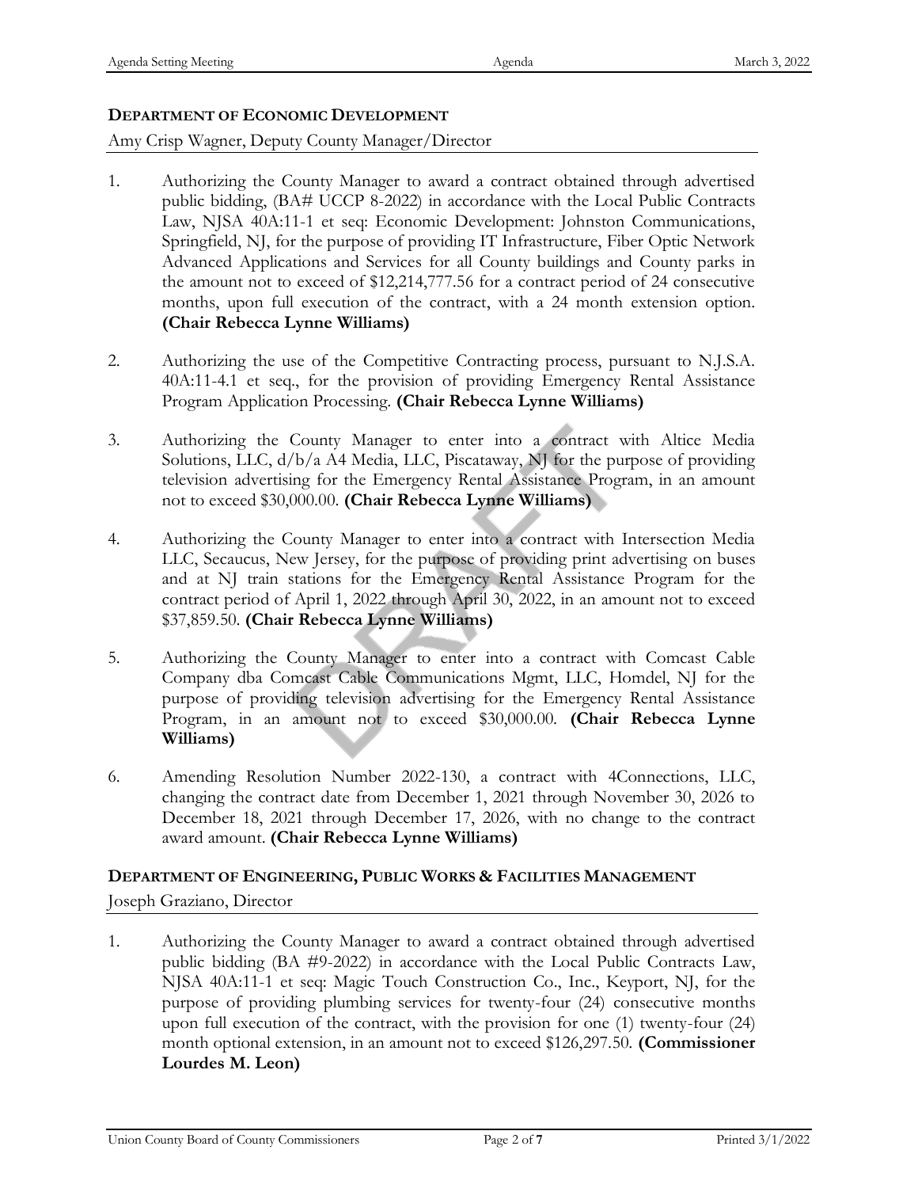## DEPARTMENT OF ECONOMIC DEVELOPMENT

Amy Crisp Wagner, Deputy County Manager/Director

1. Authorizing the County Manager to award a contract obtained through advertised public bidding, (BA# UCCP 8-2022) in accordance with the Local Public Contracts Law, NJSA 40A:11-1 et seq: Economic Development: Johnston Communications, Springfield, NJ, for the purpose of providing IT Infrastructure, Fiber Optic Network Advanced Applications and Services for all County buildings and County parks in the amount not to exceed of $12,214,777.56 for a contract period of 24 consecutive months, upon full execution of the contract, with a 24 month extension option. **(Chair Rebecca Lynne Williams)**

2. Authorizing the use of the Competitive Contracting process, pursuant to N.J.S.A. 40A:11-4.1 et seq., for the provision of providing Emergency Rental Assistance Program Application Processing. **(Chair Rebecca Lynne Williams)**

3. Authorizing the County Manager to enter into a contract with Altice Media Solutions, LLC, d/b/a A4 Media, LLC, Piscataway, NJ for the purpose of providing television advertising for the Emergency Rental Assistance Program, in an amount not to exceed $30,000.00. **(Chair Rebecca Lynne Williams)**

4. Authorizing the County Manager to enter into a contract with Intersection Media LLC, Secaucus, New Jersey, for the purpose of providing print advertising on buses and at NJ train stations for the Emergency Rental Assistance Program for the contract period of April 1, 2022 through April 30, 2022, in an amount not to exceed $37,859.50. **(Chair Rebecca Lynne Williams)**

5. Authorizing the County Manager to enter into a contract with Comcast Cable Company dba Comcast Cable Communications Mgmt, LLC, Homdel, NJ for the purpose of providing television advertising for the Emergency Rental Assistance Program, in an amount not to exceed $30,000.00. **(Chair Rebecca Lynne Williams)**

6. Amending Resolution Number 2022-130, a contract with 4Connections, LLC, changing the contract date from December 1, 2021 through November 30, 2026 to December 18, 2021 through December 17, 2026, with no change to the contract award amount. **(Chair Rebecca Lynne Williams)**

## DEPARTMENT OF ENGINEERING, PUBLIC WORKS & FACILITIES MANAGEMENT

Joseph Graziano, Director

1. Authorizing the County Manager to award a contract obtained through advertised public bidding (BA #9-2022) in accordance with the Local Public Contracts Law, NJSA 40A:11-1 et seq: Magic Touch Construction Co., Inc., Keyport, NJ, for the purpose of providing plumbing services for twenty-four (24) consecutive months upon full execution of the contract, with the provision for one (1) twenty-four (24) month optional extension, in an amount not to exceed $126,297.50. **(Commissioner Lourdes M. Leon)**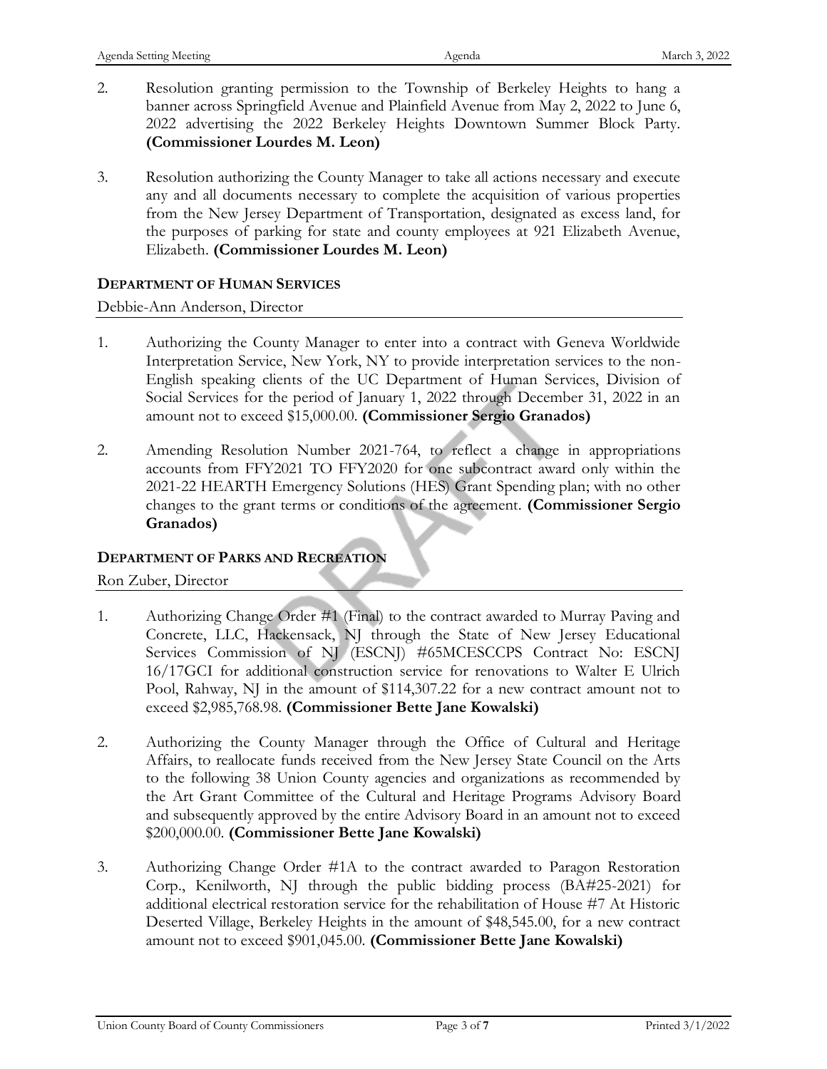2. Resolution granting permission to the Township of Berkeley Heights to hang a banner across Springfield Avenue and Plainfield Avenue from May 2, 2022 to June 6, 2022 advertising the 2022 Berkeley Heights Downtown Summer Block Party. **(Commissioner Lourdes M. Leon)**

3. Resolution authorizing the County Manager to take all actions necessary and execute any and all documents necessary to complete the acquisition of various properties from the New Jersey Department of Transportation, designated as excess land, for the purposes of parking for state and county employees at 921 Elizabeth Avenue, Elizabeth. **(Commissioner Lourdes M. Leon)**

### DEPARTMENT OF HUMAN SERVICES

Debbie-Ann Anderson, Director

1. Authorizing the County Manager to enter into a contract with Geneva Worldwide Interpretation Service, New York, NY to provide interpretation services to the non-English speaking clients of the UC Department of Human Services, Division of Social Services for the period of January 1, 2022 through December 31, 2022 in an amount not to exceed $15,000.00. **(Commissioner Sergio Granados)**

2. Amending Resolution Number 2021-764, to reflect a change in appropriations accounts from FFY2021 TO FFY2020 for one subcontract award only within the 2021-22 HEARTH Emergency Solutions (HES) Grant Spending plan; with no other changes to the grant terms or conditions of the agreement. **(Commissioner Sergio Granados)**

### DEPARTMENT OF PARKS AND RECREATION

Ron Zuber, Director

1. Authorizing Change Order #1 (Final) to the contract awarded to Murray Paving and Concrete, LLC, Hackensack, NJ through the State of New Jersey Educational Services Commission of NJ (ESCNJ) #65MCESCCPS Contract No: ESCNJ 16/17GCI for additional construction service for renovations to Walter E Ulrich Pool, Rahway, NJ in the amount of $114,307.22 for a new contract amount not to exceed $2,985,768.98. **(Commissioner Bette Jane Kowalski)**

2. Authorizing the County Manager through the Office of Cultural and Heritage Affairs, to reallocate funds received from the New Jersey State Council on the Arts to the following 38 Union County agencies and organizations as recommended by the Art Grant Committee of the Cultural and Heritage Programs Advisory Board and subsequently approved by the entire Advisory Board in an amount not to exceed $200,000.00. **(Commissioner Bette Jane Kowalski)**

3. Authorizing Change Order #1A to the contract awarded to Paragon Restoration Corp., Kenilworth, NJ through the public bidding process (BA#25-2021) for additional electrical restoration service for the rehabilitation of House #7 At Historic Deserted Village, Berkeley Heights in the amount of $48,545.00, for a new contract amount not to exceed $901,045.00. **(Commissioner Bette Jane Kowalski)**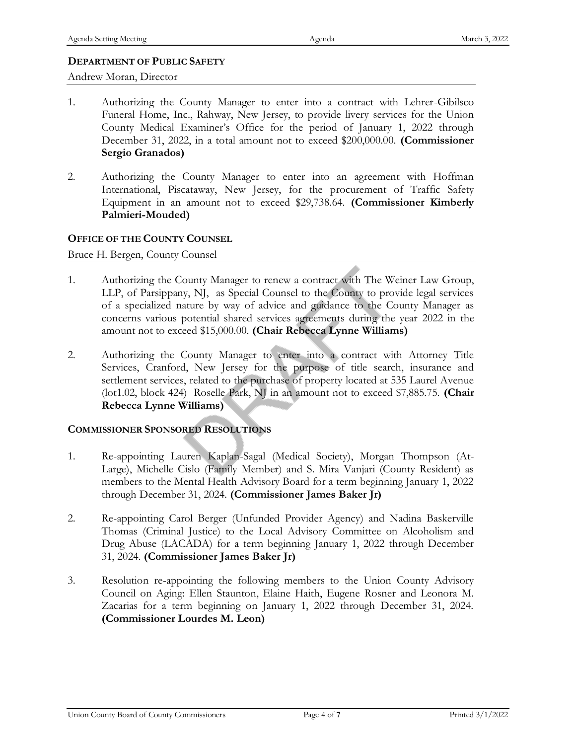### DEPARTMENT OF PUBLIC SAFETY

Andrew Moran, Director

1. Authorizing the County Manager to enter into a contract with Lehrer-Gibilsco Funeral Home, Inc., Rahway, New Jersey, to provide livery services for the Union County Medical Examiner's Office for the period of January 1, 2022 through December 31, 2022, in a total amount not to exceed $200,000.00. **(Commissioner Sergio Granados)**

2. Authorizing the County Manager to enter into an agreement with Hoffman International, Piscataway, New Jersey, for the procurement of Traffic Safety Equipment in an amount not to exceed $29,738.64. **(Commissioner Kimberly Palmieri-Mouded)**

### OFFICE OF THE COUNTY COUNSEL

Bruce H. Bergen, County Counsel

1. Authorizing the County Manager to renew a contract with The Weiner Law Group, LLP, of Parsippany, NJ, as Special Counsel to the County to provide legal services of a specialized nature by way of advice and guidance to the County Manager as concerns various potential shared services agreements during the year 2022 in the amount not to exceed $15,000.00. **(Chair Rebecca Lynne Williams)**

2. Authorizing the County Manager to enter into a contract with Attorney Title Services, Cranford, New Jersey for the purpose of title search, insurance and settlement services, related to the purchase of property located at 535 Laurel Avenue (lot1.02, block 424) Roselle Park, NJ in an amount not to exceed $7,885.75. **(Chair Rebecca Lynne Williams)**

### COMMISSIONER SPONSORED RESOLUTIONS

1. Re-appointing Lauren Kaplan-Sagal (Medical Society), Morgan Thompson (At-Large), Michelle Cislo (Family Member) and S. Mira Vanjari (County Resident) as members to the Mental Health Advisory Board for a term beginning January 1, 2022 through December 31, 2024. **(Commissioner James Baker Jr)**

2. Re-appointing Carol Berger (Unfunded Provider Agency) and Nadina Baskerville Thomas (Criminal Justice) to the Local Advisory Committee on Alcoholism and Drug Abuse (LACADA) for a term beginning January 1, 2022 through December 31, 2024. **(Commissioner James Baker Jr)**

3. Resolution re-appointing the following members to the Union County Advisory Council on Aging: Ellen Staunton, Elaine Haith, Eugene Rosner and Leonora M. Zacarias for a term beginning on January 1, 2022 through December 31, 2024. **(Commissioner Lourdes M. Leon)**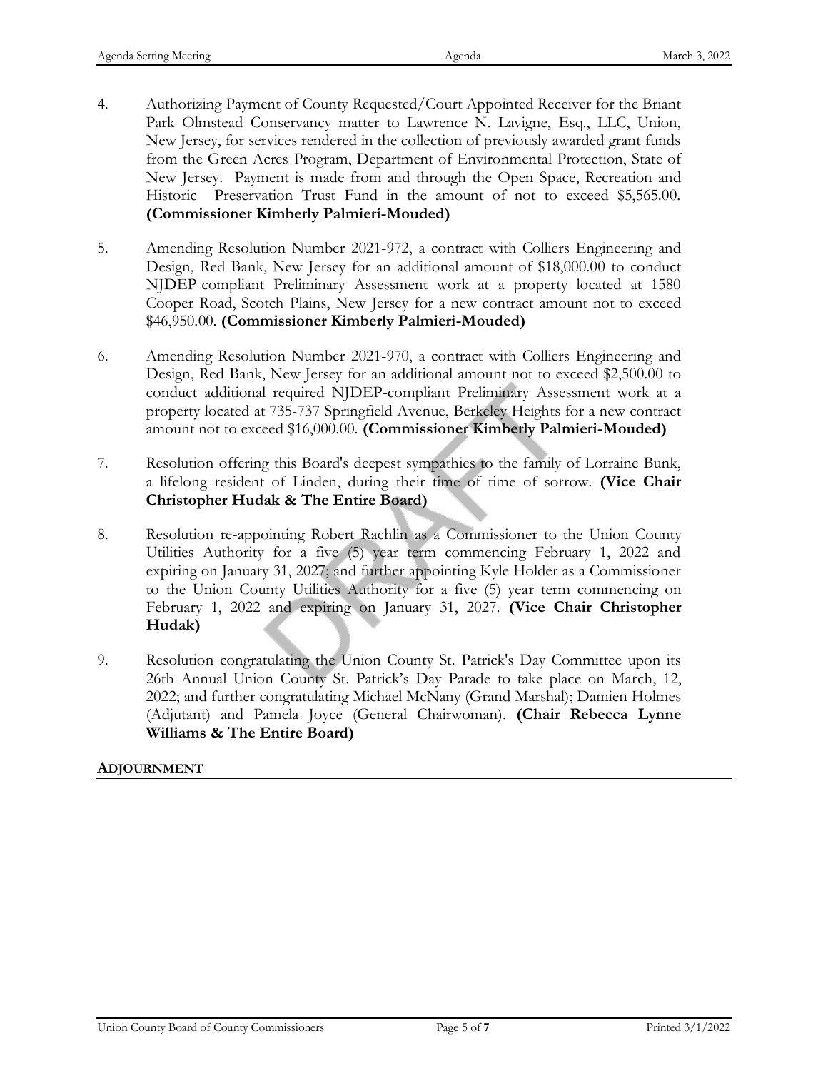4. Authorizing Payment of County Requested/Court Appointed Receiver for the Briant Park Olmstead Conservancy matter to Lawrence N. Lavigne, Esq., LLC, Union, New Jersey, for services rendered in the collection of previously awarded grant funds from the Green Acres Program, Department of Environmental Protection, State of New Jersey. Payment is made from and through the Open Space, Recreation and Historic Preservation Trust Fund in the amount of not to exceed $5,565.00. **(Commissioner Kimberly Palmieri-Mouded)**

5. Amending Resolution Number 2021-972, a contract with Colliers Engineering and Design, Red Bank, New Jersey for an additional amount of $18,000.00 to conduct NJDEP-compliant Preliminary Assessment work at a property located at 1580 Cooper Road, Scotch Plains, New Jersey for a new contract amount not to exceed $46,950.00. **(Commissioner Kimberly Palmieri-Mouded)**

6. Amending Resolution Number 2021-970, a contract with Colliers Engineering and Design, Red Bank, New Jersey for an additional amount not to exceed $2,500.00 to conduct additional required NJDEP-compliant Preliminary Assessment work at a property located at 735-737 Springfield Avenue, Berkeley Heights for a new contract amount not to exceed $16,000.00. **(Commissioner Kimberly Palmieri-Mouded)**

7. Resolution offering this Board's deepest sympathies to the family of Lorraine Bunk, a lifelong resident of Linden, during their time of time of sorrow. **(Vice Chair Christopher Hudak & The Entire Board)**

8. Resolution re-appointing Robert Rachlin as a Commissioner to the Union County Utilities Authority for a five (5) year term commencing February 1, 2022 and expiring on January 31, 2027; and further appointing Kyle Holder as a Commissioner to the Union County Utilities Authority for a five (5) year term commencing on February 1, 2022 and expiring on January 31, 2027. **(Vice Chair Christopher Hudak)**

9. Resolution congratulating the Union County St. Patrick's Day Committee upon its 26th Annual Union County St. Patrick's Day Parade to take place on March, 12, 2022; and further congratulating Michael McNany (Grand Marshal); Damien Holmes (Adjutant) and Pamela Joyce (General Chairwoman). **(Chair Rebecca Lynne Williams & The Entire Board)**

**ADJOURNMENT**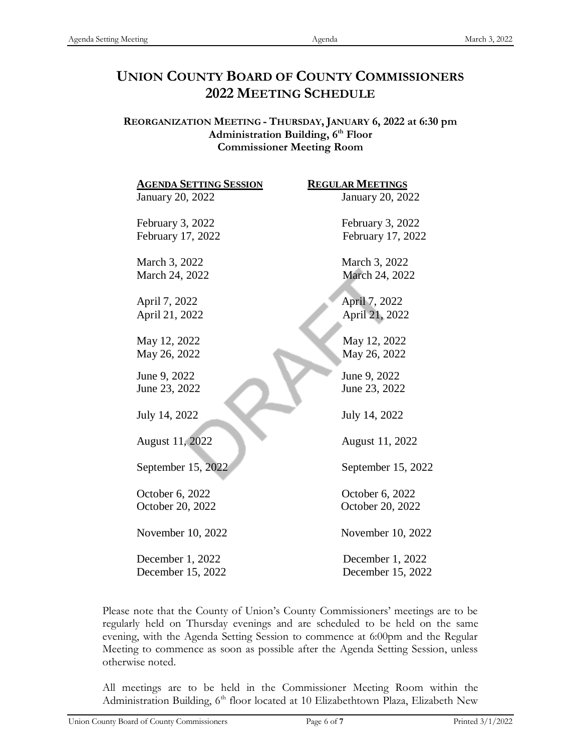# UNION COUNTY BOARD OF COUNTY COMMISSIONERS
# 2022 MEETING SCHEDULE

**REORGANIZATION MEETING - THURSDAY, JANUARY 6, 2022 at 6:30 pm**
**Administration Building, 6th Floor**
**Commissioner Meeting Room**

| AGENDA SETTING SESSION | REGULAR MEETINGS |
|---|---|
| January 20, 2022 | January 20, 2022 |
| February 3, 2022 | February 3, 2022 |
| February 17, 2022 | February 17, 2022 |
| March 3, 2022 | March 3, 2022 |
| March 24, 2022 | March 24, 2022 |
| April 7, 2022 | April 7, 2022 |
| April 21, 2022 | April 21, 2022 |
| May 12, 2022 | May 12, 2022 |
| May 26, 2022 | May 26, 2022 |
| June 9, 2022 | June 9, 2022 |
| June 23, 2022 | June 23, 2022 |
| July 14, 2022 | July 14, 2022 |
| August 11, 2022 | August 11, 2022 |
| September 15, 2022 | September 15, 2022 |
| October 6, 2022 | October 6, 2022 |
| October 20, 2022 | October 20, 2022 |
| November 10, 2022 | November 10, 2022 |
| December 1, 2022 | December 1, 2022 |
| December 15, 2022 | December 15, 2022 |

Please note that the County of Union's County Commissioners' meetings are to be regularly held on Thursday evenings and are scheduled to be held on the same evening, with the Agenda Setting Session to commence at 6:00pm and the Regular Meeting to commence as soon as possible after the Agenda Setting Session, unless otherwise noted.

All meetings are to be held in the Commissioner Meeting Room within the Administration Building, 6th floor located at 10 Elizabethtown Plaza, Elizabeth New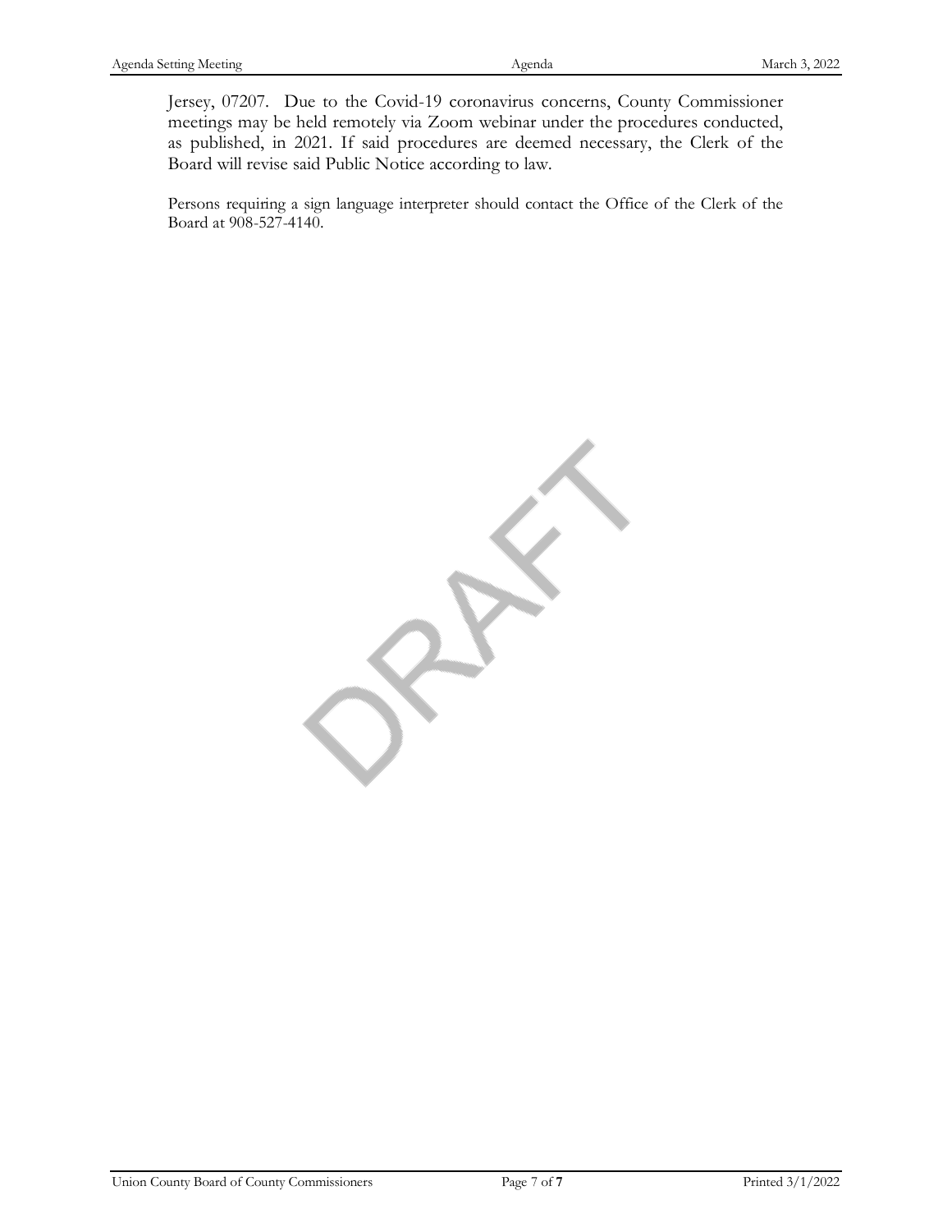Jersey, 07207. Due to the Covid-19 coronavirus concerns, County Commissioner meetings may be held remotely via Zoom webinar under the procedures conducted, as published, in 2021. If said procedures are deemed necessary, the Clerk of the Board will revise said Public Notice according to law.

Persons requiring a sign language interpreter should contact the Office of the Clerk of the Board at 908-527-4140.